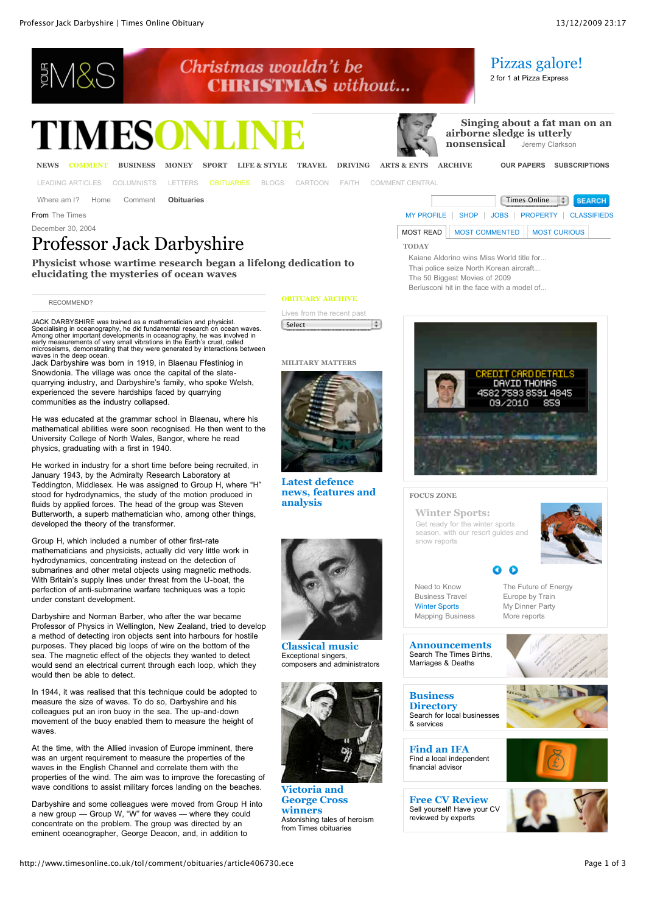From The Times

December 30, 2004

# Professor Jack Darbyshire

## Physicist whose wartime research began a lifelong dedication to elucidating the mysteries of ocean waves

JACK DARBYSHIRE was trained as a mathematician and physicist. Specialising in oceanography, he did fundamental research on ocean waves. Among other important developments in oceanography, he was involved in early measurements of very small vibrations in the Earth's crust, called microseisms, demonstrating that they were generated by interactions between waves in the deep ocean.

Jack Darbyshire was born in 1919, in Blaenau Ffestiniog in Snowdonia. The village was once the capital of the slate-quarrying industry, and Darbyshire's family, who spoke Welsh, experienced the severe hardships faced by quarrying communities as the industry collapsed.

He was educated at the grammar school in Blaenau, where his mathematical abilities were soon recognised. He then went to the University College of North Wales, Bangor, where he read physics, graduating with a first in 1940.

He worked in industry for a short time before being recruited, in January 1943, by the Admiralty Research Laboratory at Teddington, Middlesex. He was assigned to Group H, where "H" stood for hydrodynamics, the study of the motion produced in fluids by applied forces. The head of the group was Steven Butterworth, a superb mathematician who, among other things, developed the theory of the transformer.

Group H, which included a number of other first-rate mathematicians and physicists, actually did very little work in hydrodynamics, concentrating instead on the detection of submarines and other metal objects using magnetic methods. With Britain's supply lines under threat from the U-boat, the perfection of anti-submarine warfare techniques was a topic under constant development.

Darbyshire and Norman Barber, who after the war became Professor of Physics in Wellington, New Zealand, tried to develop a method of detecting iron objects sent into harbours for hostile purposes. They placed big loops of wire on the bottom of the sea. The magnetic effect of the objects they wanted to detect would send an electrical current through each loop, which they would then be able to detect.

In 1944, it was realised that this technique could be adopted to measure the size of waves. To do so, Darbyshire and his colleagues put an iron buoy in the sea. The up-and-down movement of the buoy enabled them to measure the height of waves.

At the time, with the Allied invasion of Europe imminent, there was an urgent requirement to measure the properties of the waves in the English Channel and correlate them with the properties of the wind. The aim was to improve the forecasting of wave conditions to assist military forces landing on the beaches.

Darbyshire and some colleagues were moved from Group H into a new group — Group W, "W" for waves — where they could concentrate on the problem. The group was directed by an eminent oceanographer, George Deacon, and, in addition to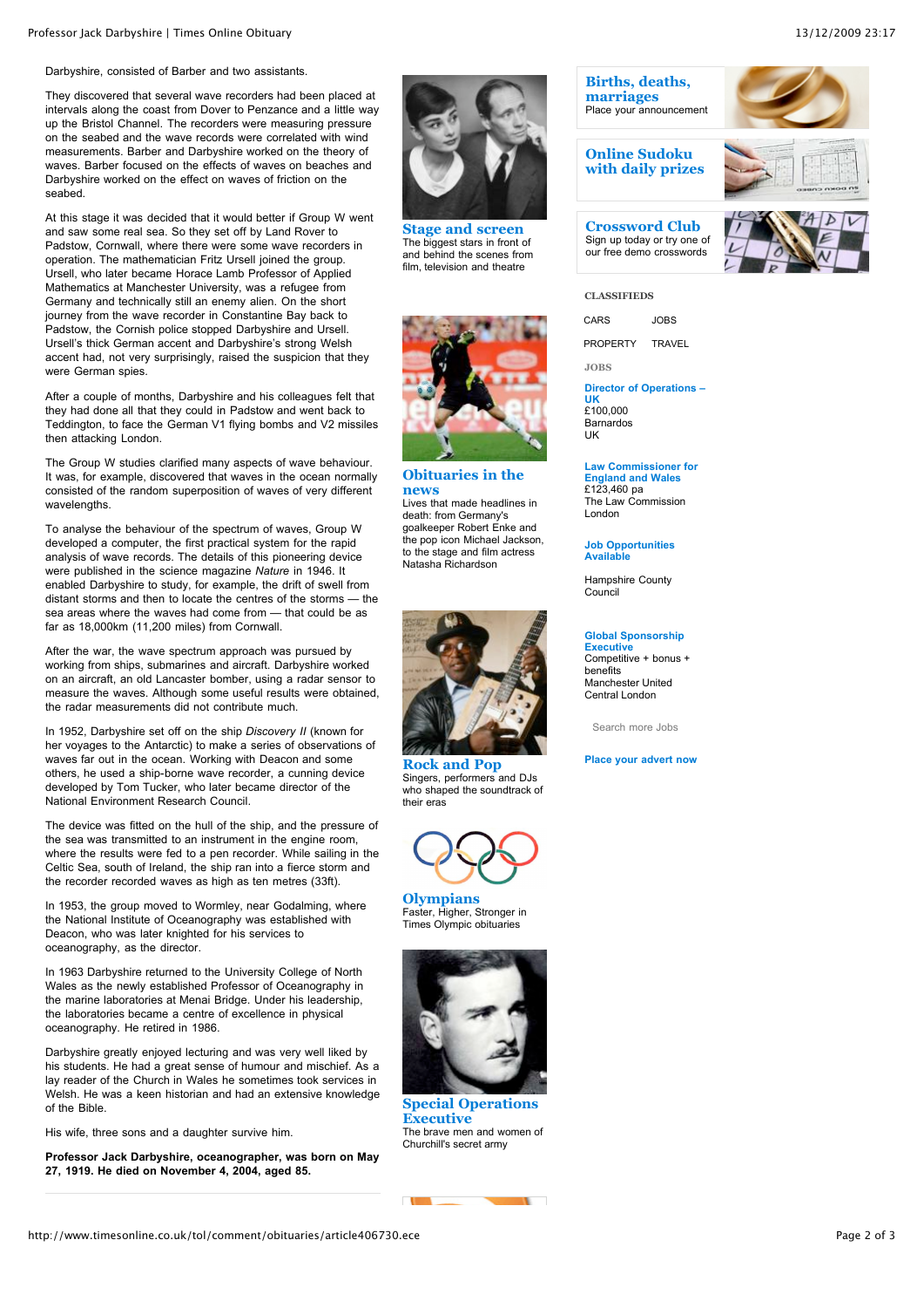Darbyshire, consisted of Barber and two assistants.

They discovered that several wave recorders had been placed at intervals along the coast from Dover to Penzance and a little way up the Bristol Channel. The recorders were measuring pressure on the seabed and the wave records were correlated with wind measurements. Barber and Darbyshire worked on the theory of waves. Barber focused on the effects of waves on beaches and Darbyshire worked on the effect on waves of friction on the seabed.

At this stage it was decided that it would better if Group W went and saw some real sea. So they set off by Land Rover to Padstow, Cornwall, where there were some wave recorders in operation. The mathematician Fritz Ursell joined the group. Ursell, who later became Horace Lamb Professor of Applied Mathematics at Manchester University, was a refugee from Germany and technically still an enemy alien. On the short journey from the wave recorder in Constantine Bay back to Padstow, the Cornish police stopped Darbyshire and Ursell. Ursell's thick German accent and Darbyshire's strong Welsh accent had, not very surprisingly, raised the suspicion that they were German spies.

After a couple of months, Darbyshire and his colleagues felt that they had done all that they could in Padstow and went back to Teddington, to face the German V1 flying bombs and V2 missiles then attacking London.

The Group W studies clarified many aspects of wave behaviour. It was, for example, discovered that waves in the ocean normally consisted of the random superposition of waves of very different wavelengths.

To analyse the spectrum of waves, Group W developed a computer, the first practical system for the rapid analysis of wave records. The details of this pioneering device were published in the science magazine *Nature* in 1946. It enabled Darbyshire to study, for example, the drift of swell from distant storms and then to locate the centres of the storms — the sea areas where the waves had come from — that could be as far as 18,000km (11,200 miles) from Cornwall.

After the war, the wave spectrum approach was pursued by working from ships, submarines and aircraft. Darbyshire worked on an aircraft, an old Lancaster bomber, using a radar sensor to measure the waves. Although some useful results were obtained, the radar measurements did not contribute much.

In 1952, Darbyshire set off on the ship *Discovery II* (known for her voyages to the Antarctic) to make a series of observations of waves far out in the ocean. Working with Deacon and some others, he used a ship-borne wave recorder, a cunning device developed by Tom Tucker, who later became director of the National Environment Research Council.

The device was fitted on the hull of the ship, and the pressure of the sea was transmitted to an instrument in the engine room, where the results were fed to a pen recorder. While sailing in the Celtic Sea, south of Ireland, the ship ran into a fierce storm and the recorder recorded waves as high as ten metres (33ft).

In 1953, the group moved to Wormley, near Godalming, where the National Institute of Oceanography was established with Deacon, who was later knighted for his services to oceanography, as the director.

In 1963 Darbyshire returned to the University College of North Wales as the newly established Professor of Oceanography in the marine laboratories at Menai Bridge. Under his leadership, the laboratories became a centre of excellence in physical oceanography. He retired in 1986.

Darbyshire greatly enjoyed lecturing and was very well liked by his students. He had a great sense of humour and mischief. As a lay reader of the Church in Wales he sometimes took services in Welsh. He was a keen historian and had an extensive knowledge of the Bible.

His wife, three sons and a daughter survive him.

**Professor Jack Darbyshire, oceanographer, was born on May 27, 1919. He died on November 4, 2004, aged 85.**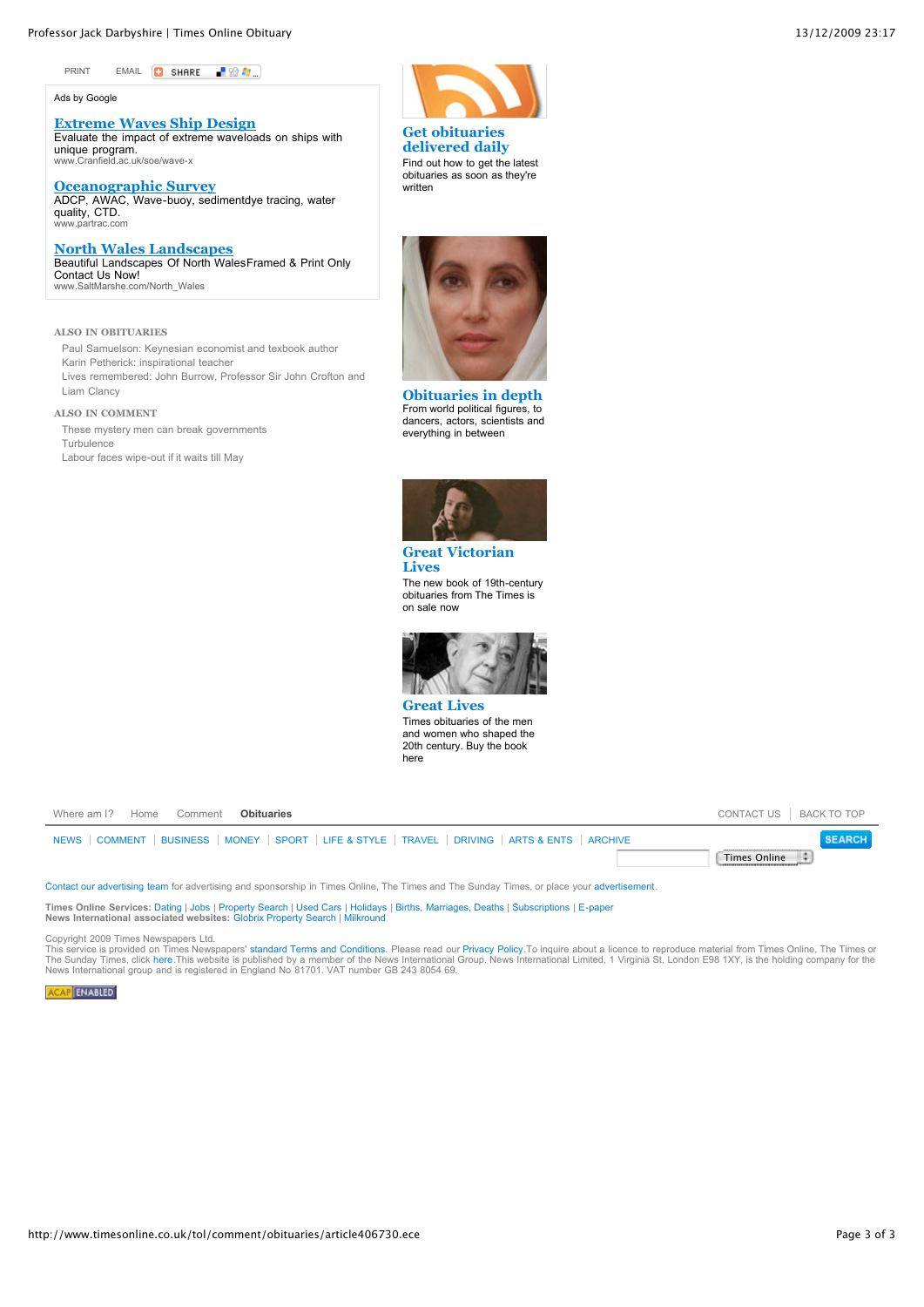PRINT EMAIL SHARE

Ads by Google

**Extreme Waves Ship Design**
Evaluate the impact of extreme waveloads on ships with unique program.
www.Cranfield.ac.uk/soe/wave-x

**Oceanographic Survey**
ADCP, AWAC, Wave-buoy, sedimentdye tracing, water quality, CTD.
www.partrac.com

**North Wales Landscapes**
Beautiful Landscapes Of North WalesFramed & Print Only Contact Us Now!
www.SaltMarshe.com/North_Wales

### ALSO IN OBITUARIES

- Paul Samuelson: Keynesian economist and texbook author
- Karin Petherick: inspirational teacher
- Lives remembered: John Burrow, Professor Sir John Crofton and Liam Clancy

### ALSO IN COMMENT

- These mystery men can break governments
- Turbulence
- Labour faces wipe-out if it waits till May

**Get obituaries delivered daily**
Find out how to get the latest obituaries as soon as they're written

**Obituaries in depth**
From world political figures, to dancers, actors, scientists and everything in between

**Great Victorian Lives**
The new book of 19th-century obituaries from The Times is on sale now

**Great Lives**
Times obituaries of the men and women who shaped the 20th century. Buy the book here

Where am I? Home Comment **Obituaries** CONTACT US | BACK TO TOP

NEWS | COMMENT | BUSINESS | MONEY | SPORT | LIFE & STYLE | TRAVEL | DRIVING | ARTS & ENTS | ARCHIVE SEARCH Times Online

Contact our advertising team for advertising and sponsorship in Times Online, The Times and The Sunday Times, or place your advertisement.

**Times Online Services:** Dating | Jobs | Property Search | Used Cars | Holidays | Births, Marriages, Deaths | Subscriptions | E-paper
**News International associated websites:** Globrix Property Search | Milkround

Copyright 2009 Times Newspapers Ltd.
This service is provided on Times Newspapers' standard Terms and Conditions. Please read our Privacy Policy.To inquire about a licence to reproduce material from Times Online, The Times or The Sunday Times, click here.This website is published by a member of the News International Group. News International Limited, 1 Virginia St, London E98 1XY, is the holding company for the News International group and is registered in England No 81701. VAT number GB 243 8054 69.

ACAP ENABLED